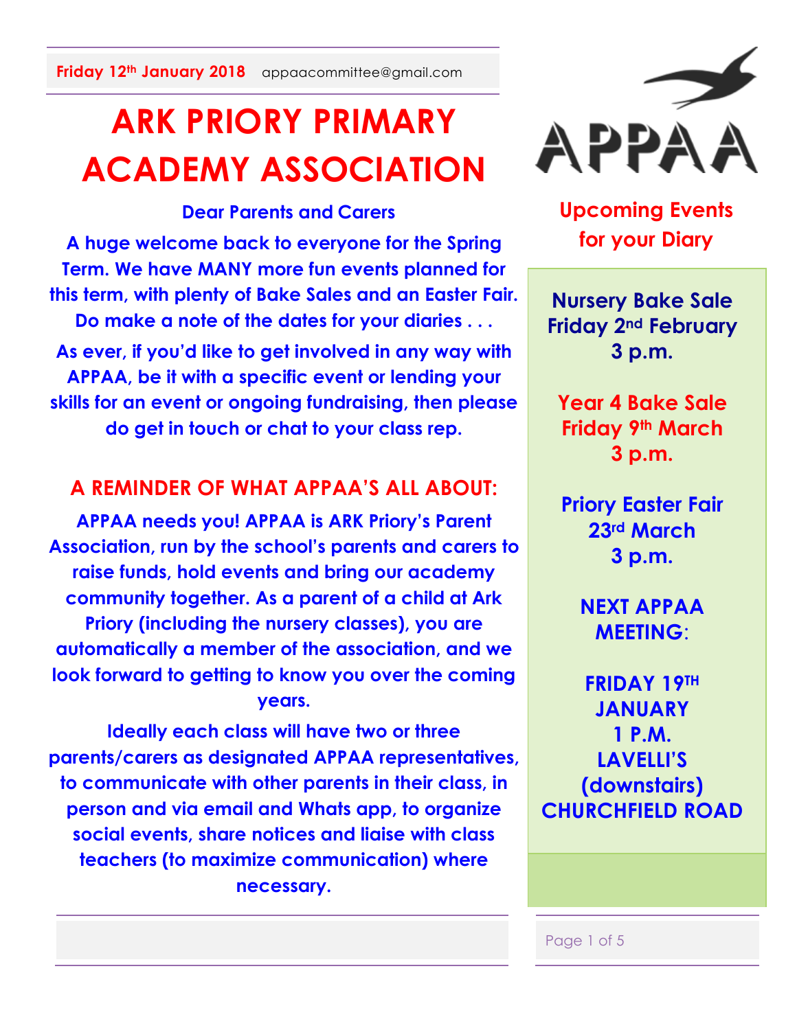**Friday 12th January 2018** appaacommittee@gmail.com

# ARK PRIORY PRIMARY ACADEMY ASSOCIATION

APPAA

**Dear Parents and Carers**

**A huge welcome back to everyone for the Spring Term. We have MANY more fun events planned for this term, with plenty of Bake Sales and an Easter Fair. Do make a note of the dates for your diaries . . .**

**As ever, if you'd like to get involved in any way with APPAA, be it with a specific event or lending your skills for an event or ongoing fundraising, then please do get in touch or chat to your class rep.**

## A REMINDER OF WHAT APPAA'S ALL ABOUT:

**APPAA needs you! APPAA is ARK Priory's Parent Association, run by the school's parents and carers to raise funds, hold events and bring our academy community together. As a parent of a child at Ark Priory (including the nursery classes), you are automatically a member of the association, and we look forward to getting to know you over the coming years.**

**Ideally each class will have two or three parents/carers as designated APPAA representatives, to communicate with other parents in their class, in person and via email and Whats app, to organize social events, share notices and liaise with class teachers (to maximize communication) where necessary.**

## Upcoming Events for your Diary

**Nursery Bake Sale**
**Friday 2nd February**
**3 p.m.**

**Year 4 Bake Sale**
**Friday 9th March**
**3 p.m.**

**Priory Easter Fair**
**23rd March**
**3 p.m.**

**NEXT APPAA MEETING:**

**FRIDAY 19TH JANUARY**
**1 P.M.**
**LAVELLI'S (downstairs)**
**CHURCHFIELD ROAD**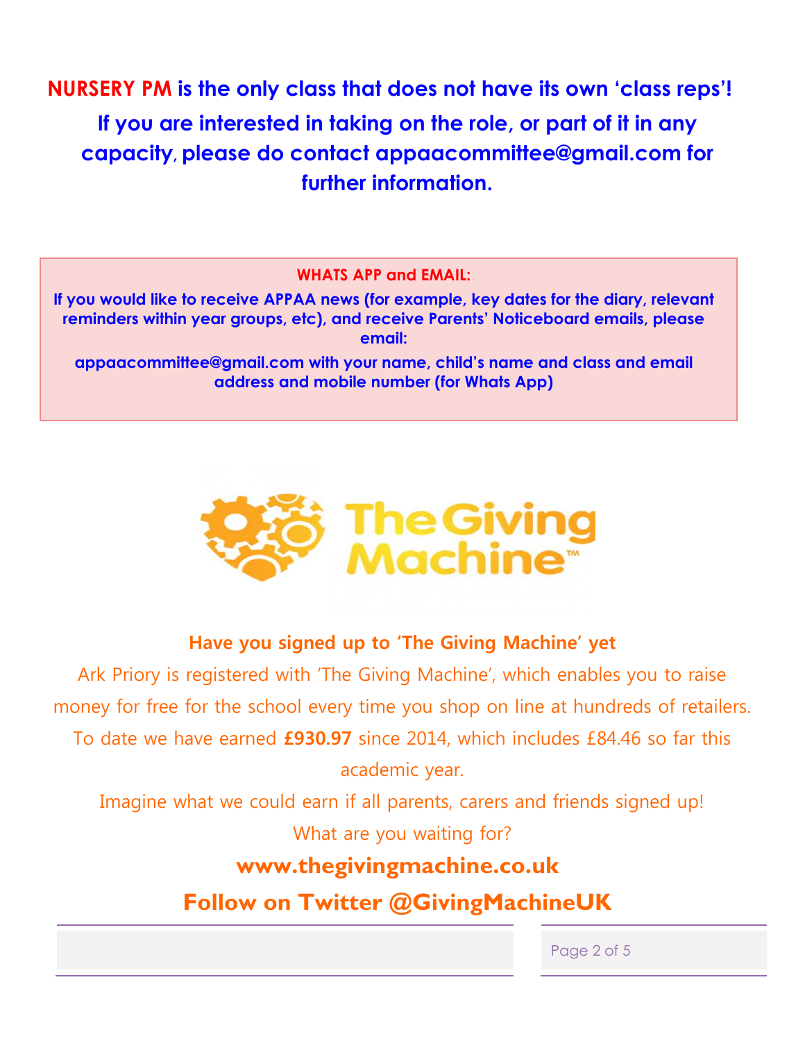**NURSERY PM is the only class that does not have its own 'class reps'!**

**If you are interested in taking on the role, or part of it in any capacity, please do contact appaacommittee@gmail.com for further information.**

**WHATS APP and EMAIL:**

**If you would like to receive APPAA news (for example, key dates for the diary, relevant reminders within year groups, etc), and receive Parents' Noticeboard emails, please email:**

**appaacommittee@gmail.com with your name, child's name and class and email address and mobile number (for Whats App)**

The Giving Machine™

**Have you signed up to 'The Giving Machine' yet**

Ark Priory is registered with 'The Giving Machine', which enables you to raise money for free for the school every time you shop on line at hundreds of retailers. To date we have earned **£930.97** since 2014, which includes £84.46 so far this academic year.

Imagine what we could earn if all parents, carers and friends signed up!

What are you waiting for?

**www.thegivingmachine.co.uk**

**Follow on Twitter @GivingMachineUK**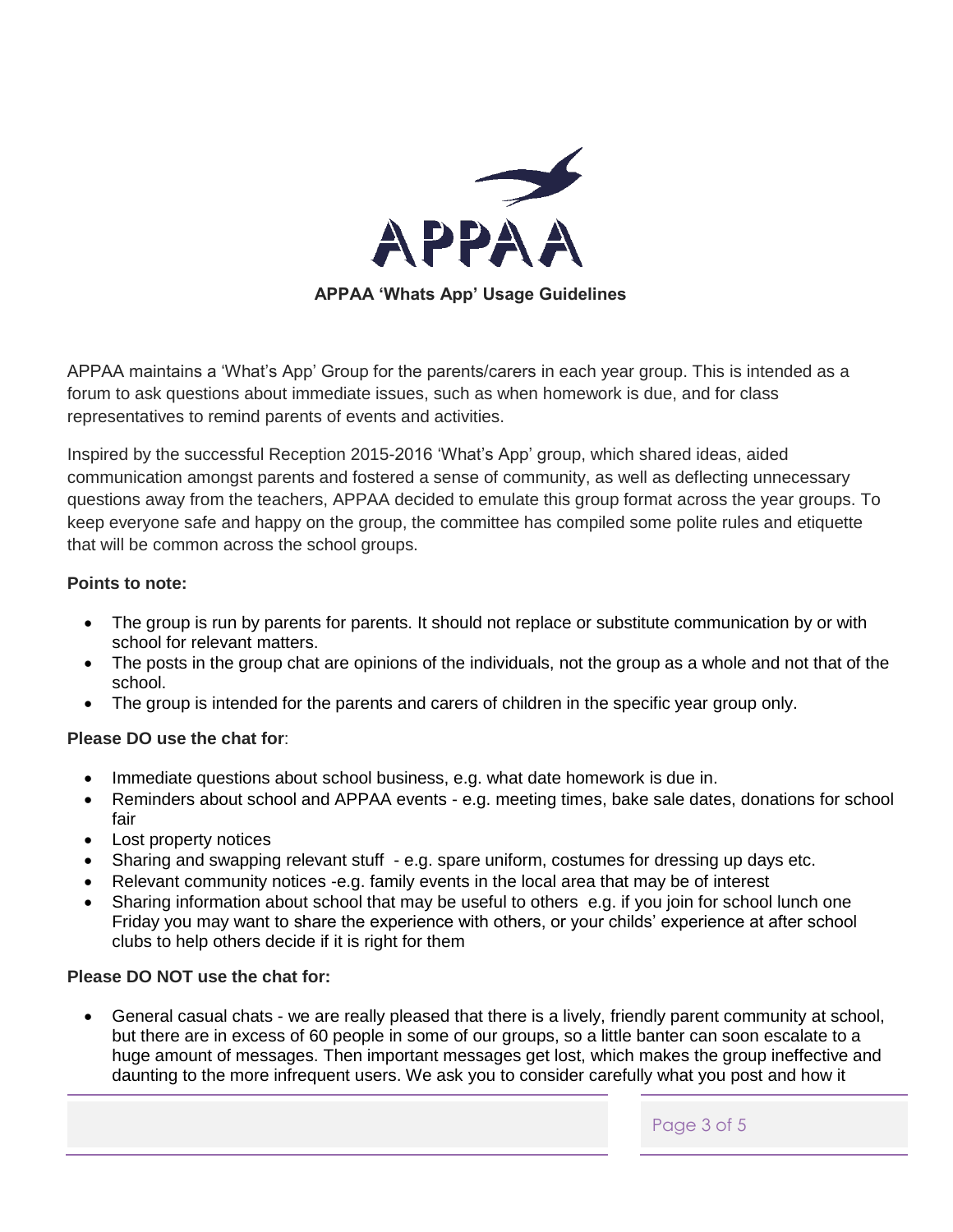APPAA

**APPAA 'Whats App' Usage Guidelines**

APPAA maintains a 'What's App' Group for the parents/carers in each year group. This is intended as a forum to ask questions about immediate issues, such as when homework is due, and for class representatives to remind parents of events and activities.

Inspired by the successful Reception 2015-2016 'What's App' group, which shared ideas, aided communication amongst parents and fostered a sense of community, as well as deflecting unnecessary questions away from the teachers, APPAA decided to emulate this group format across the year groups. To keep everyone safe and happy on the group, the committee has compiled some polite rules and etiquette that will be common across the school groups.

**Points to note:**

- The group is run by parents for parents. It should not replace or substitute communication by or with school for relevant matters.
- The posts in the group chat are opinions of the individuals, not the group as a whole and not that of the school.
- The group is intended for the parents and carers of children in the specific year group only.

**Please DO use the chat for**:

- Immediate questions about school business, e.g. what date homework is due in.
- Reminders about school and APPAA events - e.g. meeting times, bake sale dates, donations for school fair
- Lost property notices
- Sharing and swapping relevant stuff - e.g. spare uniform, costumes for dressing up days etc.
- Relevant community notices -e.g. family events in the local area that may be of interest
- Sharing information about school that may be useful to others e.g. if you join for school lunch one Friday you may want to share the experience with others, or your childs' experience at after school clubs to help others decide if it is right for them

**Please DO NOT use the chat for:**

- General casual chats - we are really pleased that there is a lively, friendly parent community at school, but there are in excess of 60 people in some of our groups, so a little banter can soon escalate to a huge amount of messages. Then important messages get lost, which makes the group ineffective and daunting to the more infrequent users. We ask you to consider carefully what you post and how it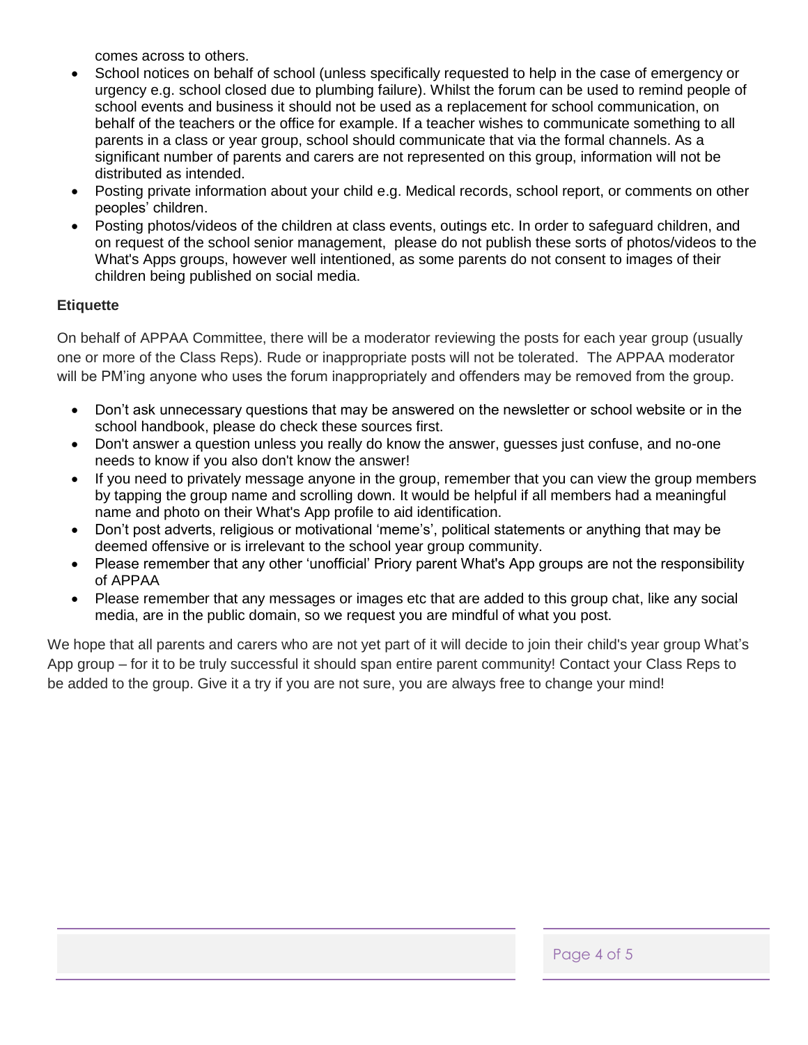comes across to others.

- School notices on behalf of school (unless specifically requested to help in the case of emergency or urgency e.g. school closed due to plumbing failure). Whilst the forum can be used to remind people of school events and business it should not be used as a replacement for school communication, on behalf of the teachers or the office for example. If a teacher wishes to communicate something to all parents in a class or year group, school should communicate that via the formal channels. As a significant number of parents and carers are not represented on this group, information will not be distributed as intended.
- Posting private information about your child e.g. Medical records, school report, or comments on other peoples' children.
- Posting photos/videos of the children at class events, outings etc. In order to safeguard children, and on request of the school senior management, please do not publish these sorts of photos/videos to the What's Apps groups, however well intentioned, as some parents do not consent to images of their children being published on social media.

**Etiquette**

On behalf of APPAA Committee, there will be a moderator reviewing the posts for each year group (usually one or more of the Class Reps). Rude or inappropriate posts will not be tolerated. The APPAA moderator will be PM'ing anyone who uses the forum inappropriately and offenders may be removed from the group.

- Don't ask unnecessary questions that may be answered on the newsletter or school website or in the school handbook, please do check these sources first.
- Don't answer a question unless you really do know the answer, guesses just confuse, and no-one needs to know if you also don't know the answer!
- If you need to privately message anyone in the group, remember that you can view the group members by tapping the group name and scrolling down. It would be helpful if all members had a meaningful name and photo on their What's App profile to aid identification.
- Don't post adverts, religious or motivational 'meme's', political statements or anything that may be deemed offensive or is irrelevant to the school year group community.
- Please remember that any other 'unofficial' Priory parent What's App groups are not the responsibility of APPAA
- Please remember that any messages or images etc that are added to this group chat, like any social media, are in the public domain, so we request you are mindful of what you post.

We hope that all parents and carers who are not yet part of it will decide to join their child's year group What's App group – for it to be truly successful it should span entire parent community! Contact your Class Reps to be added to the group. Give it a try if you are not sure, you are always free to change your mind!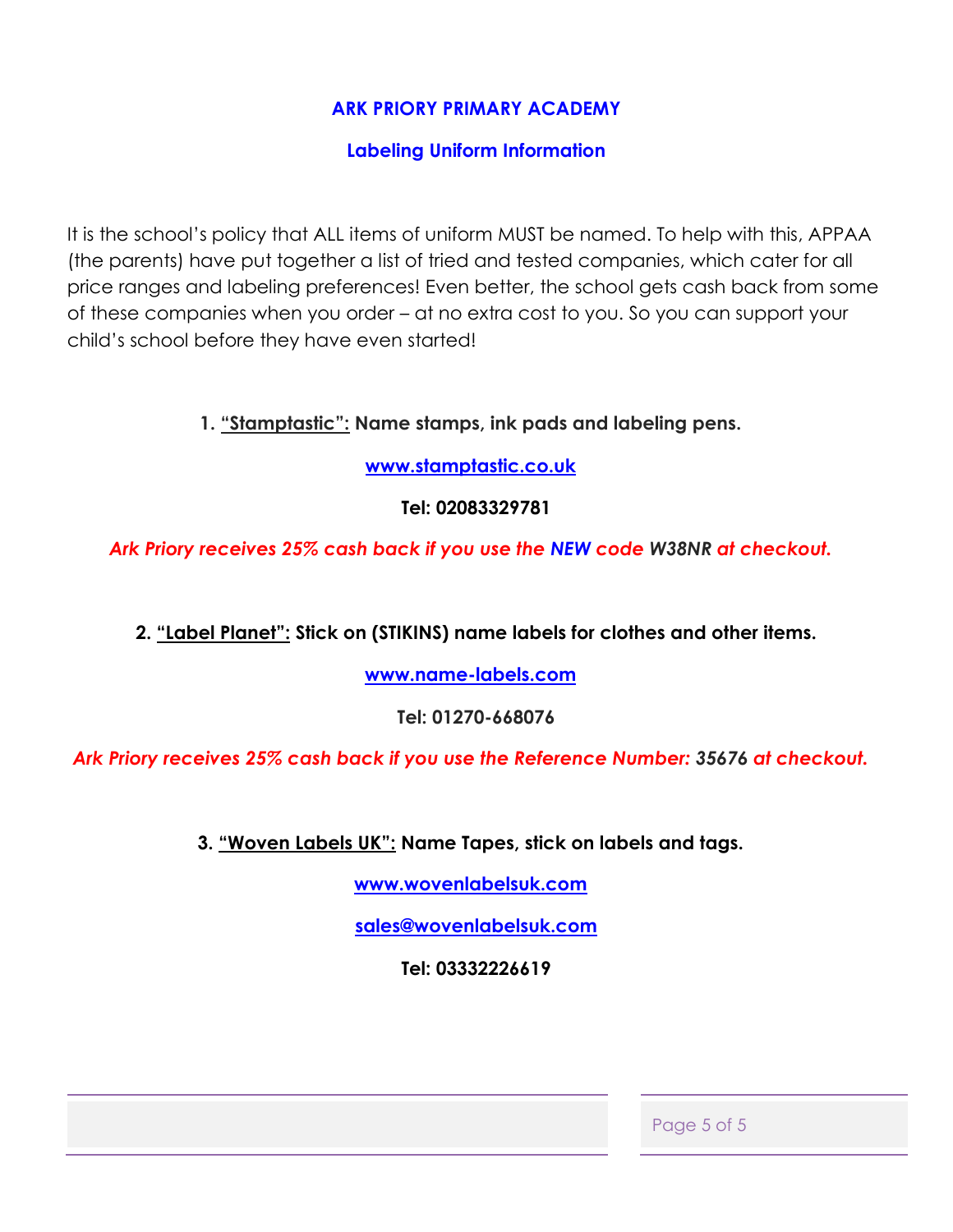## ARK PRIORY PRIMARY ACADEMY

### Labeling Uniform Information

It is the school's policy that ALL items of uniform MUST be named. To help with this, APPAA (the parents) have put together a list of tried and tested companies, which cater for all price ranges and labeling preferences! Even better, the school gets cash back from some of these companies when you order – at no extra cost to you. So you can support your child's school before they have even started!

**1. "Stamptastic": Name stamps, ink pads and labeling pens.**

**www.stamptastic.co.uk**

**Tel: 02083329781**

***Ark Priory receives 25% cash back if you use the NEW code W38NR at checkout.***

**2. "Label Planet": Stick on (STIKINS) name labels for clothes and other items.**

**www.name-labels.com**

**Tel: 01270-668076**

***Ark Priory receives 25% cash back if you use the Reference Number: 35676 at checkout.***

**3. "Woven Labels UK": Name Tapes, stick on labels and tags.**

**www.wovenlabelsuk.com**

**sales@wovenlabelsuk.com**

**Tel: 03332226619**